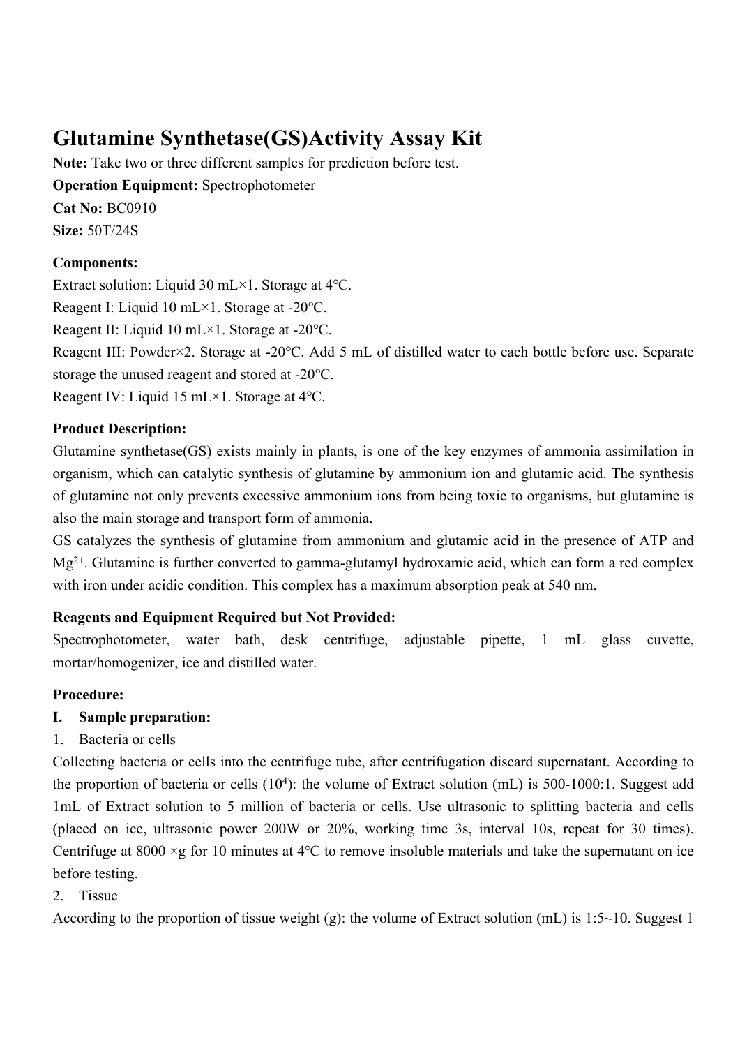# Glutamine Synthetase(GS)Activity Assay Kit

**Note:** Take two or three different samples for prediction before test.

**Operation Equipment:** Spectrophotometer

**Cat No:** BC0910

**Size:** 50T/24S

**Components:**

Extract solution: Liquid 30 mL×1. Storage at 4℃.

Reagent I: Liquid 10 mL×1. Storage at -20℃.

Reagent II: Liquid 10 mL×1. Storage at -20℃.

Reagent III: Powder×2. Storage at -20℃. Add 5 mL of distilled water to each bottle before use. Separate storage the unused reagent and stored at -20℃.

Reagent IV: Liquid 15 mL×1. Storage at 4℃.

**Product Description:**

Glutamine synthetase(GS) exists mainly in plants, is one of the key enzymes of ammonia assimilation in organism, which can catalytic synthesis of glutamine by ammonium ion and glutamic acid. The synthesis of glutamine not only prevents excessive ammonium ions from being toxic to organisms, but glutamine is also the main storage and transport form of ammonia.

GS catalyzes the synthesis of glutamine from ammonium and glutamic acid in the presence of ATP and $Mg^{2+}$. Glutamine is further converted to gamma-glutamyl hydroxamic acid, which can form a red complex with iron under acidic condition. This complex has a maximum absorption peak at 540 nm.

**Reagents and Equipment Required but Not Provided:**

Spectrophotometer, water bath, desk centrifuge, adjustable pipette, 1 mL glass cuvette, mortar/homogenizer, ice and distilled water.

**Procedure:**

**I. Sample preparation:**

1. Bacteria or cells

Collecting bacteria or cells into the centrifuge tube, after centrifugation discard supernatant. According to the proportion of bacteria or cells ($10^4$): the volume of Extract solution (mL) is 500-1000:1. Suggest add 1mL of Extract solution to 5 million of bacteria or cells. Use ultrasonic to splitting bacteria and cells (placed on ice, ultrasonic power 200W or 20%, working time 3s, interval 10s, repeat for 30 times). Centrifuge at 8000 ×g for 10 minutes at 4℃ to remove insoluble materials and take the supernatant on ice before testing.

2. Tissue

According to the proportion of tissue weight (g): the volume of Extract solution (mL) is 1:5~10. Suggest 1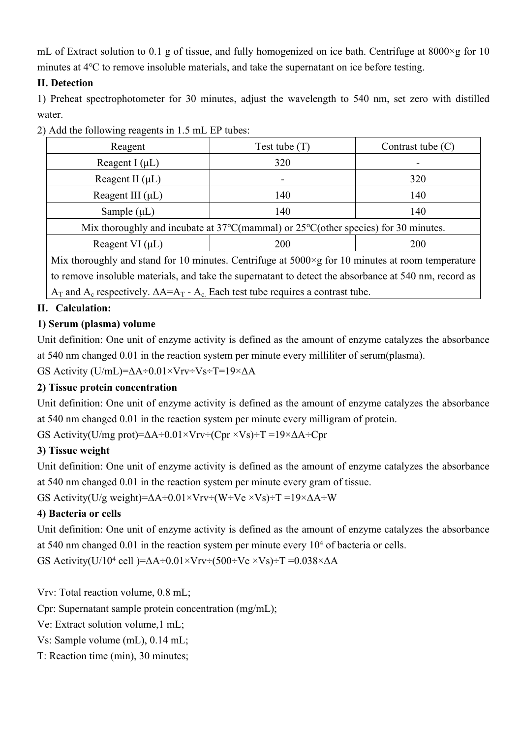mL of Extract solution to 0.1 g of tissue, and fully homogenized on ice bath. Centrifuge at 8000×g for 10 minutes at 4°C to remove insoluble materials, and take the supernatant on ice before testing.

**II. Detection**

1) Preheat spectrophotometer for 30 minutes, adjust the wavelength to 540 nm, set zero with distilled water.

2) Add the following reagents in 1.5 mL EP tubes:

| Reagent | Test tube (T) | Contrast tube (C) |
|---|---|---|
| Reagent I (μL) | 320 | - |
| Reagent II (μL) | - | 320 |
| Reagent III (μL) | 140 | 140 |
| Sample (μL) | 140 | 140 |
| Mix thoroughly and incubate at 37°C(mammal) or 25°C(other species) for 30 minutes. | | |
| Reagent VI (μL) | 200 | 200 |
| Mix thoroughly and stand for 10 minutes. Centrifuge at 5000×g for 10 minutes at room temperature to remove insoluble materials, and take the supernatant to detect the absorbance at 540 nm, record as $A_T$ and $A_c$ respectively. $\Delta A=A_T - A_c$. Each test tube requires a contrast tube. | | |

**II. Calculation:**

**1) Serum (plasma) volume**

Unit definition: One unit of enzyme activity is defined as the amount of enzyme catalyzes the absorbance at 540 nm changed 0.01 in the reaction system per minute every milliliter of serum(plasma).

GS Activity (U/mL)=$\Delta A \div 0.01 \times Vrv \div Vs \div T = 19 \times \Delta A$

**2) Tissue protein concentration**

Unit definition: One unit of enzyme activity is defined as the amount of enzyme catalyzes the absorbance at 540 nm changed 0.01 in the reaction system per minute every milligram of protein.

GS Activity(U/mg prot)=$\Delta A \div 0.01 \times Vrv \div (Cpr \times Vs) \div T = 19 \times \Delta A \div Cpr$

**3) Tissue weight**

Unit definition: One unit of enzyme activity is defined as the amount of enzyme catalyzes the absorbance at 540 nm changed 0.01 in the reaction system per minute every gram of tissue.

GS Activity(U/g weight)=$\Delta A \div 0.01 \times Vrv \div (W \div Ve \times Vs) \div T = 19 \times \Delta A \div W$

**4) Bacteria or cells**

Unit definition: One unit of enzyme activity is defined as the amount of enzyme catalyzes the absorbance at 540 nm changed 0.01 in the reaction system per minute every $10^4$ of bacteria or cells.

GS Activity(U/$10^4$ cell )=$\Delta A \div 0.01 \times Vrv \div (500 \div Ve \times Vs) \div T = 0.038 \times \Delta A$

Vrv: Total reaction volume, 0.8 mL;

Cpr: Supernatant sample protein concentration (mg/mL);

Ve: Extract solution volume,1 mL;

Vs: Sample volume (mL), 0.14 mL;

T: Reaction time (min), 30 minutes;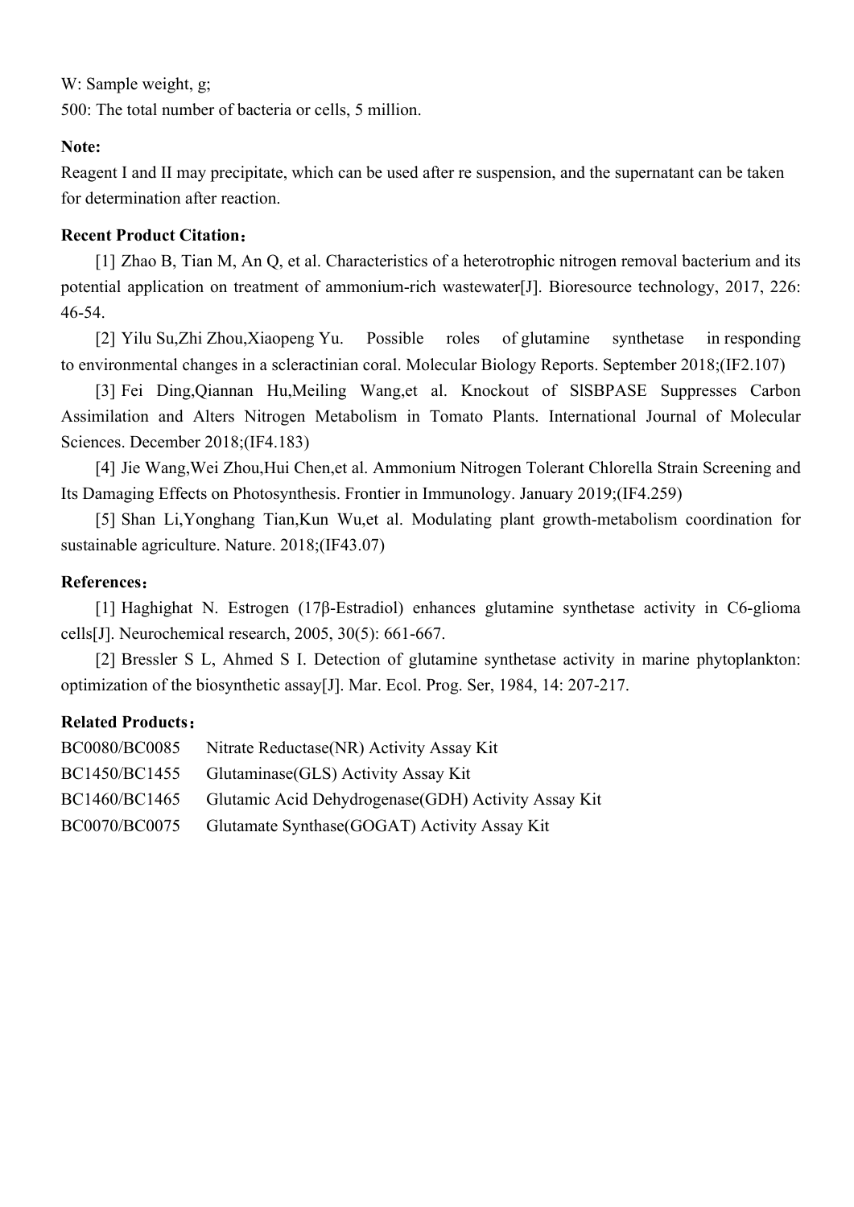W: Sample weight, g;

500: The total number of bacteria or cells, 5 million.

**Note:**

Reagent I and II may precipitate, which can be used after re suspension, and the supernatant can be taken for determination after reaction.

**Recent Product Citation：**

[1] Zhao B, Tian M, An Q, et al. Characteristics of a heterotrophic nitrogen removal bacterium and its potential application on treatment of ammonium-rich wastewater[J]. Bioresource technology, 2017, 226: 46-54.

[2] Yilu Su,Zhi Zhou,Xiaopeng Yu. Possible roles of glutamine synthetase in responding to environmental changes in a scleractinian coral. Molecular Biology Reports. September 2018;(IF2.107)

[3] Fei Ding,Qiannan Hu,Meiling Wang,et al. Knockout of SlSBPASE Suppresses Carbon Assimilation and Alters Nitrogen Metabolism in Tomato Plants. International Journal of Molecular Sciences. December 2018;(IF4.183)

[4] Jie Wang,Wei Zhou,Hui Chen,et al. Ammonium Nitrogen Tolerant Chlorella Strain Screening and Its Damaging Effects on Photosynthesis. Frontier in Immunology. January 2019;(IF4.259)

[5] Shan Li,Yonghang Tian,Kun Wu,et al. Modulating plant growth-metabolism coordination for sustainable agriculture. Nature. 2018;(IF43.07)

**References：**

[1] Haghighat N. Estrogen (17β-Estradiol) enhances glutamine synthetase activity in C6-glioma cells[J]. Neurochemical research, 2005, 30(5): 661-667.

[2] Bressler S L, Ahmed S I. Detection of glutamine synthetase activity in marine phytoplankton: optimization of the biosynthetic assay[J]. Mar. Ecol. Prog. Ser, 1984, 14: 207-217.

**Related Products：**

| | |
|---|---|
| BC0080/BC0085 | Nitrate Reductase(NR) Activity Assay Kit |
| BC1450/BC1455 | Glutaminase(GLS) Activity Assay Kit |
| BC1460/BC1465 | Glutamic Acid Dehydrogenase(GDH) Activity Assay Kit |
| BC0070/BC0075 | Glutamate Synthase(GOGAT) Activity Assay Kit |